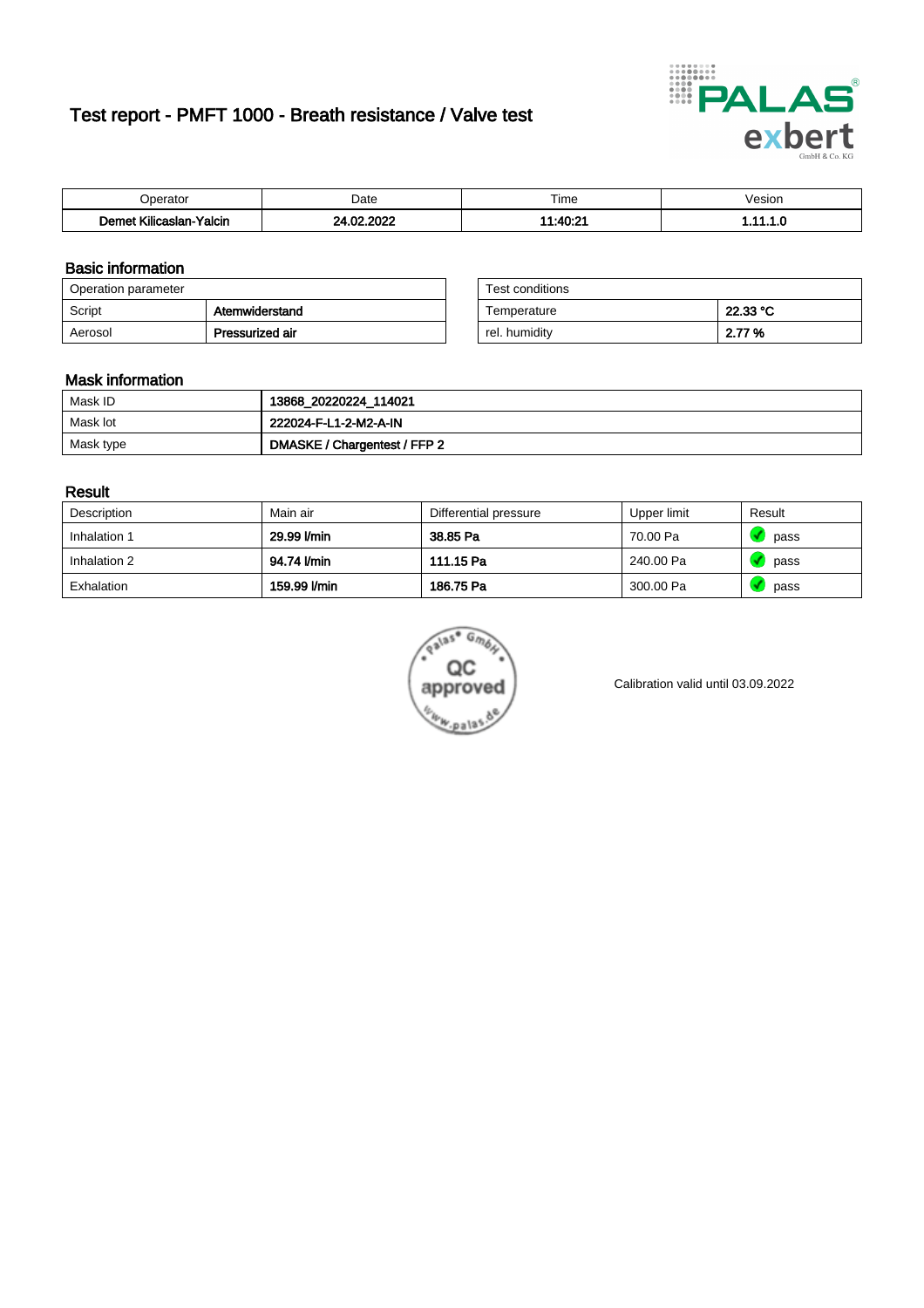# Test report - PMFT 1000 - Breath resistance / Valve test

| Operator | Date | Time | Vesion |
|---|---|---|---|
| **Demet Kilicaslan-Yalcin** | **24.02.2022** | **11:40:21** | **1.11.1.0** |

## Basic information

| Operation parameter | |
|---|---|
| Script | **Atemwiderstand** |
| Aerosol | **Pressurized air** |

| Test conditions | |
|---|---|
| Temperature | **22.33 °C** |
| rel. humidity | **2.77 %** |

## Mask information

| | |
|---|---|
| Mask ID | **13868_20220224_114021** |
| Mask lot | **222024-F-L1-2-M2-A-IN** |
| Mask type | **DMASKE / Chargentest / FFP 2** |

## Result

| Description | Main air | Differential pressure | Upper limit | Result |
|---|---|---|---|---|
| Inhalation 1 | **29.99 l/min** | **38.85 Pa** | 70.00 Pa | pass |
| Inhalation 2 | **94.74 l/min** | **111.15 Pa** | 240.00 Pa | pass |
| Exhalation | **159.99 l/min** | **186.75 Pa** | 300.00 Pa | pass |

Calibration valid until 03.09.2022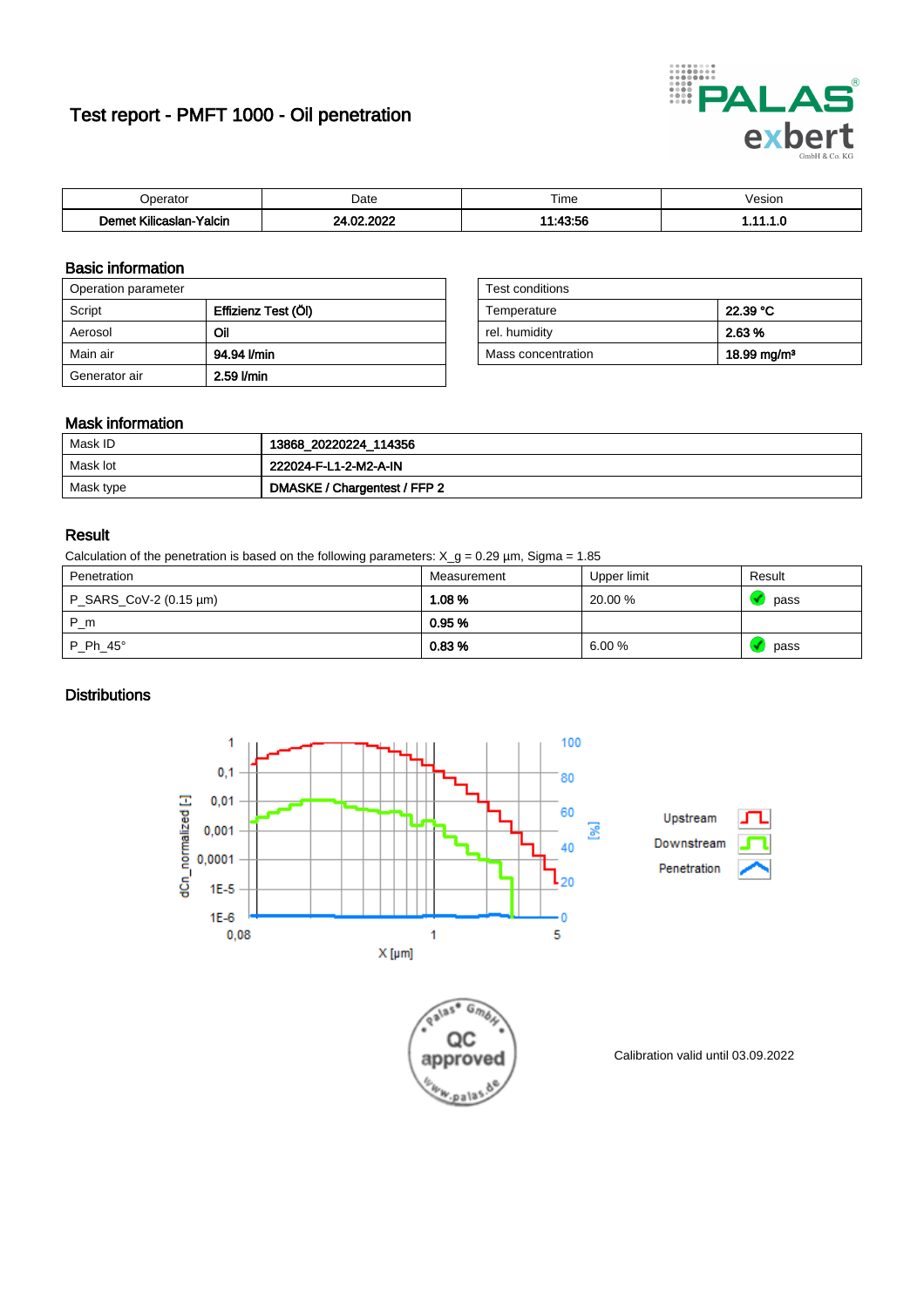# Test report - PMFT 1000 - Oil penetration

PALAS exbert GmbH & Co. KG

| Operator | Date | Time | Vesion |
|---|---|---|---|
| **Demet Kilicaslan-Yalcin** | **24.02.2022** | **11:43:56** | **1.11.1.0** |

## Basic information

| Operation parameter | |
|---|---|
| Script | **Effizienz Test (Öl)** |
| Aerosol | **Oil** |
| Main air | **94.94 l/min** |
| Generator air | **2.59 l/min** |

| Test conditions | |
|---|---|
| Temperature | **22.39 °C** |
| rel. humidity | **2.63 %** |
| Mass concentration | **18.99 mg/m³** |

## Mask information

| | |
|---|---|
| Mask ID | **13868_20220224_114356** |
| Mask lot | **222024-F-L1-2-M2-A-IN** |
| Mask type | **DMASKE / Chargentest / FFP 2** |

## Result

Calculation of the penetration is based on the following parameters: X_g = 0.29 µm, Sigma = 1.85

| Penetration | Measurement | Upper limit | Result |
|---|---|---|---|
| P_SARS_CoV-2 (0.15 µm) | **1.08 %** | 20.00 % | pass |
| P_m | **0.95 %** | | |
| P_Ph_45° | **0.83 %** | 6.00 % | pass |

## Distributions

dCn_normalized [-]
1
0,1
0,01
0,001
0,0001
1E-5
1E-6
0,08
1
5
X [µm]
100
80
60
40
20
0
[%]
Upstream
Downstream
Penetration

QC approved
Palas® GmbH
www.palas.de

Calibration valid until 03.09.2022